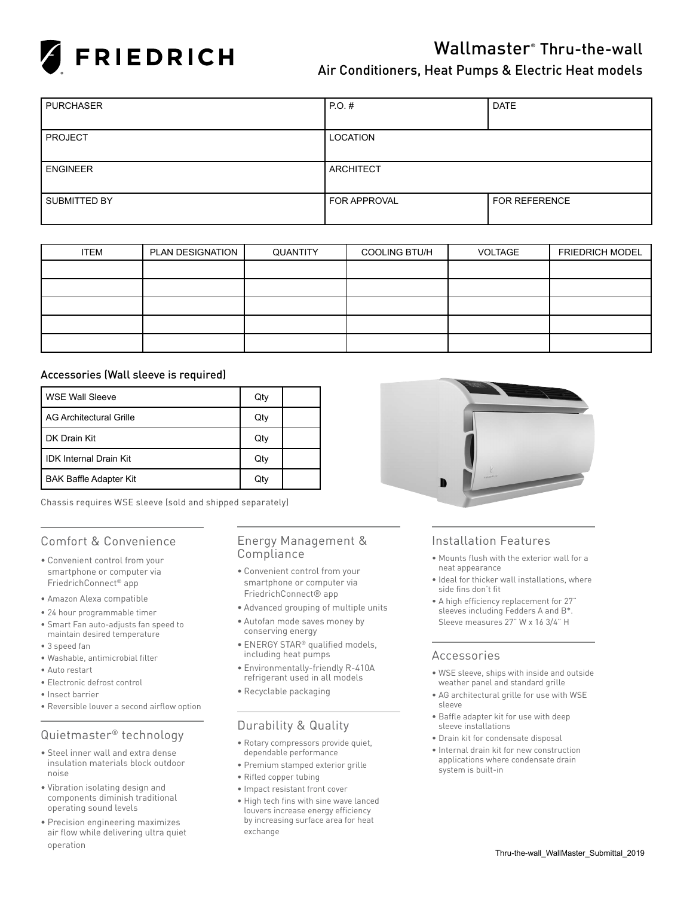# FRIEDRICH

## Wallmaster® Thru-the-wall

### Air Conditioners, Heat Pumps & Electric Heat models

| PURCHASER | P.O. # | DATE |
|---|---|---|
| PROJECT | LOCATION | |
| ENGINEER | ARCHITECT | |
| SUBMITTED BY | FOR APPROVAL | FOR REFERENCE |

| ITEM | PLAN DESIGNATION | QUANTITY | COOLING BTU/H | VOLTAGE | FRIEDRICH MODEL |
|---|---|---|---|---|---|
| | | | | | |
| | | | | | |
| | | | | | |
| | | | | | |
| | | | | | |

### Accessories (Wall sleeve is required)

| Accessory | Qty | |
|---|---|---|
| WSE Wall Sleeve | Qty | |
| AG Architectural Grille | Qty | |
| DK Drain Kit | Qty | |
| IDK Internal Drain Kit | Qty | |
| BAK Baffle Adapter Kit | Qty | |

Chassis requires WSE sleeve (sold and shipped separately)

### Comfort & Convenience

- Convenient control from your smartphone or computer via FriedrichConnect® app
- Amazon Alexa compatible
- 24 hour programmable timer
- Smart Fan auto-adjusts fan speed to maintain desired temperature
- 3 speed fan
- Washable, antimicrobial filter
- Auto restart
- Electronic defrost control
- Insect barrier
- Reversible louver a second airflow option

### Quietmaster® technology

- Steel inner wall and extra dense insulation materials block outdoor noise
- Vibration isolating design and components diminish traditional operating sound levels
- Precision engineering maximizes air flow while delivering ultra quiet operation

### Energy Management & Compliance

- Convenient control from your smartphone or computer via FriedrichConnect® app
- Advanced grouping of multiple units
- Autofan mode saves money by conserving energy
- ENERGY STAR® qualified models, including heat pumps
- Environmentally-friendly R-410A refrigerant used in all models
- Recyclable packaging

### Durability & Quality

- Rotary compressors provide quiet, dependable performance
- Premium stamped exterior grille
- Rifled copper tubing
- Impact resistant front cover
- High tech fins with sine wave lanced louvers increase energy efficiency by increasing surface area for heat exchange

### Installation Features

- Mounts flush with the exterior wall for a neat appearance
- Ideal for thicker wall installations, where side fins don't fit
- A high efficiency replacement for 27" sleeves including Fedders A and B*. Sleeve measures 27" W x 16 3/4" H

### Accessories

- WSE sleeve, ships with inside and outside weather panel and standard grille
- AG architectural grille for use with WSE sleeve
- Baffle adapter kit for use with deep sleeve installations
- Drain kit for condensate disposal
- Internal drain kit for new construction applications where condensate drain system is built-in

Thru-the-wall_WallMaster_Submittal_2019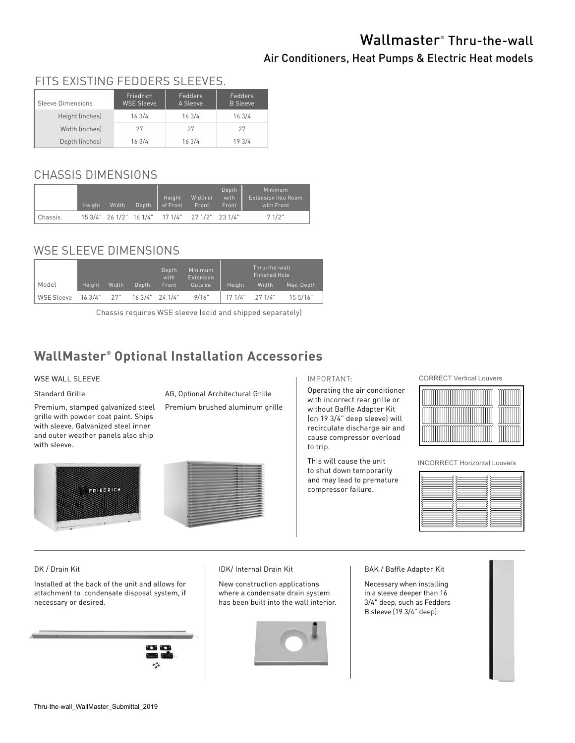# Wallmaster® Thru-the-wall

## Air Conditioners, Heat Pumps & Electric Heat models

## FITS EXISTING FEDDERS SLEEVES.

| Sleeve Dimensions | Friedrich WSE Sleeve | Fedders A Sleeve | Fedders B Sleeve |
|---|---|---|---|
| Height (inches) | 16 3/4 | 16 3/4 | 16 3/4 |
| Width (inches) | 27 | 27 | 27 |
| Depth (inches) | 16 3/4 | 16 3/4 | 19 3/4 |

## CHASSIS DIMENSIONS

| | Height | Width | Depth | Height of Front | Width of Front | Depth with Front | Minimum Extension Into Room with Front |
|---|---|---|---|---|---|---|---|
| Chassis | 15 3/4" | 26 1/2" | 16 1/4" | 17 1/4" | 27 1/2" | 23 1/4" | 7 1/2" |

## WSE SLEEVE DIMENSIONS

| Model | Height | Width | Depth | Depth with Front | Minimum Extension Outside | Thru-the-wall Finished Hole | | |
|---|---|---|---|---|---|---|---|---|
| | | | | | | Height | Width | Max. Depth |
| WSE Sleeve | 16 3/4" | 27" | 16 3/4" | 24 1/4" | 9/16" | 17 1/4" | 27 1/4" | 15 5/16" |

Chassis requires WSE sleeve (sold and shipped separately)

## WallMaster® Optional Installation Accessories

### WSE WALL SLEEVE

**Standard Grille**

Premium, stamped galvanized steel grille with powder coat paint. Ships with sleeve. Galvanized steel inner and outer weather panels also ship with sleeve.

**AG, Optional Architectural Grille**

Premium brushed aluminum grille

IMPORTANT:

Operating the air conditioner with incorrect rear grille or without Baffle Adapter Kit (on 19 3/4" deep sleeve) will recirculate discharge air and cause compressor overload to trip.

This will cause the unit to shut down temporarily and may lead to premature compressor failure.

CORRECT Vertical Louvers

INCORRECT Horizontal Louvers

### DK / Drain Kit

Installed at the back of the unit and allows for attachment to condensate disposal system, if necessary or desired.

### IDK/ Internal Drain Kit

New construction applications where a condensate drain system has been built into the wall interior.

### BAK / Baffle Adapter Kit

Necessary when installing in a sleeve deeper than 16 3/4" deep, such as Fedders B sleeve (19 3/4" deep).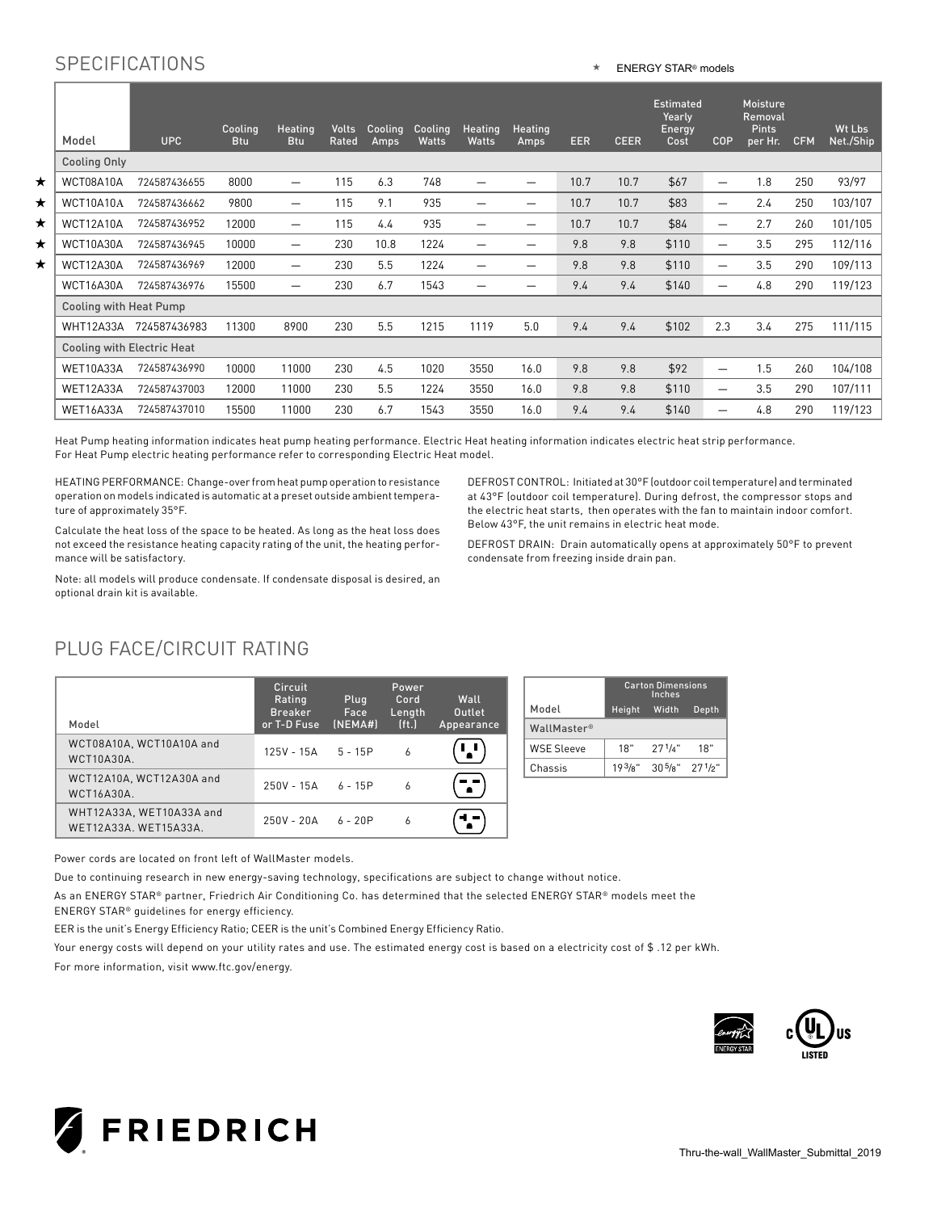## SPECIFICATIONS

★ ENERGY STAR® models

| | Model | UPC | Cooling Btu | Heating Btu | Volts Rated | Cooling Amps | Cooling Watts | Heating Watts | Heating Amps | EER | CEER | Estimated Yearly Energy Cost | COP | Moisture Removal Pints per Hr. | CFM | Wt Lbs Net./Ship |
|---|---|---|---|---|---|---|---|---|---|---|---|---|---|---|---|---|
| | Cooling Only | | | | | | | | | | | | | | | |
| ★ | WCT08A10A | 724587436655 | 8000 | — | 115 | 6.3 | 748 | — | — | 10.7 | 10.7 | $67 | — | 1.8 | 250 | 93/97 |
| ★ | WCT10A10A | 724587436662 | 9800 | — | 115 | 9.1 | 935 | — | — | 10.7 | 10.7 | $83 | — | 2.4 | 250 | 103/107 |
| ★ | WCT12A10A | 724587436952 | 12000 | — | 115 | 4.4 | 935 | — | — | 10.7 | 10.7 | $84 | — | 2.7 | 260 | 101/105 |
| ★ | WCT10A30A | 724587436945 | 10000 | — | 230 | 10.8 | 1224 | — | — | 9.8 | 9.8 | $110 | — | 3.5 | 295 | 112/116 |
| ★ | WCT12A30A | 724587436969 | 12000 | — | 230 | 5.5 | 1224 | — | — | 9.8 | 9.8 | $110 | — | 3.5 | 290 | 109/113 |
| | WCT16A30A | 724587436976 | 15500 | — | 230 | 6.7 | 1543 | — | — | 9.4 | 9.4 | $140 | — | 4.8 | 290 | 119/123 |
| | Cooling with Heat Pump | | | | | | | | | | | | | | | |
| | WHT12A33A | 724587436983 | 11300 | 8900 | 230 | 5.5 | 1215 | 1119 | 5.0 | 9.4 | 9.4 | $102 | 2.3 | 3.4 | 275 | 111/115 |
| | Cooling with Electric Heat | | | | | | | | | | | | | | | |
| | WET10A33A | 724587436990 | 10000 | 11000 | 230 | 4.5 | 1020 | 3550 | 16.0 | 9.8 | 9.8 | $92 | — | 1.5 | 260 | 104/108 |
| | WET12A33A | 724587437003 | 12000 | 11000 | 230 | 5.5 | 1224 | 3550 | 16.0 | 9.8 | 9.8 | $110 | — | 3.5 | 290 | 107/111 |
| | WET16A33A | 724587437010 | 15500 | 11000 | 230 | 6.7 | 1543 | 3550 | 16.0 | 9.4 | 9.4 | $140 | — | 4.8 | 290 | 119/123 |

Heat Pump heating information indicates heat pump heating performance. Electric Heat heating information indicates electric heat strip performance. For Heat Pump electric heating performance refer to corresponding Electric Heat model.

HEATING PERFORMANCE: Change-over from heat pump operation to resistance operation on models indicated is automatic at a preset outside ambient temperature of approximately 35°F.

Calculate the heat loss of the space to be heated. As long as the heat loss does not exceed the resistance heating capacity rating of the unit, the heating performance will be satisfactory.

Note: all models will produce condensate. If condensate disposal is desired, an optional drain kit is available.

DEFROST CONTROL: Initiated at 30°F (outdoor coil temperature) and terminated at 43°F (outdoor coil temperature). During defrost, the compressor stops and the electric heat starts, then operates with the fan to maintain indoor comfort. Below 43°F, the unit remains in electric heat mode.

DEFROST DRAIN: Drain automatically opens at approximately 50°F to prevent condensate from freezing inside drain pan.

## PLUG FACE/CIRCUIT RATING

| Model | Circuit Rating Breaker or T-D Fuse | Plug Face (NEMA#) | Power Cord Length (ft.) | Wall Outlet Appearance |
|---|---|---|---|---|
| WCT08A10A, WCT10A10A and WCT10A30A. | 125V - 15A | 5 - 15P | 6 | |
| WCT12A10A, WCT12A30A and WCT16A30A. | 250V - 15A | 6 - 15P | 6 | |
| WHT12A33A, WET10A33A and WET12A33A. WET15A33A. | 250V - 20A | 6 - 20P | 6 | |

| Model | Carton Dimensions Inches | | |
|---|---|---|---|
| | Height | Width | Depth |
| WallMaster® | | | |
| WSE Sleeve | 18" | 27 1/4" | 18" |
| Chassis | 19 3/8" | 30 5/8" | 27 1/2" |

Power cords are located on front left of WallMaster models.

Due to continuing research in new energy-saving technology, specifications are subject to change without notice.

As an ENERGY STAR® partner, Friedrich Air Conditioning Co. has determined that the selected ENERGY STAR® models meet the ENERGY STAR® guidelines for energy efficiency.

EER is the unit's Energy Efficiency Ratio; CEER is the unit's Combined Energy Efficiency Ratio.

Your energy costs will depend on your utility rates and use. The estimated energy cost is based on a electricity cost of $ .12 per kWh.

For more information, visit www.ftc.gov/energy.

FRIEDRICH

Thru-the-wall_WallMaster_Submittal_2019